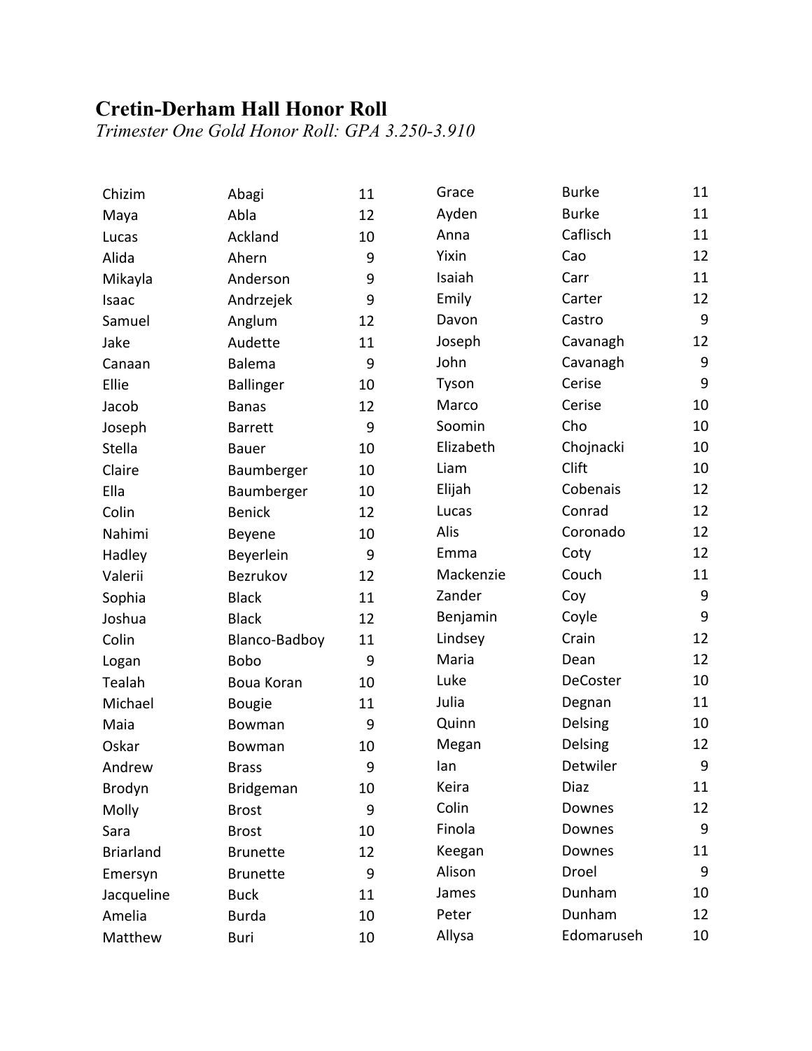# Cretin-Derham Hall Honor Roll

*Trimester One Gold Honor Roll: GPA 3.250-3.910*

| First Name | Last Name | Grade |
|---|---|---|
| Chizim | Abagi | 11 |
| Maya | Abla | 12 |
| Lucas | Ackland | 10 |
| Alida | Ahern | 9 |
| Mikayla | Anderson | 9 |
| Isaac | Andrzejek | 9 |
| Samuel | Anglum | 12 |
| Jake | Audette | 11 |
| Canaan | Balema | 9 |
| Ellie | Ballinger | 10 |
| Jacob | Banas | 12 |
| Joseph | Barrett | 9 |
| Stella | Bauer | 10 |
| Claire | Baumberger | 10 |
| Ella | Baumberger | 10 |
| Colin | Benick | 12 |
| Nahimi | Beyene | 10 |
| Hadley | Beyerlein | 9 |
| Valerii | Bezrukov | 12 |
| Sophia | Black | 11 |
| Joshua | Black | 12 |
| Colin | Blanco-Badboy | 11 |
| Logan | Bobo | 9 |
| Tealah | Boua Koran | 10 |
| Michael | Bougie | 11 |
| Maia | Bowman | 9 |
| Oskar | Bowman | 10 |
| Andrew | Brass | 9 |
| Brodyn | Bridgeman | 10 |
| Molly | Brost | 9 |
| Sara | Brost | 10 |
| Briarland | Brunette | 12 |
| Emersyn | Brunette | 9 |
| Jacqueline | Buck | 11 |
| Amelia | Burda | 10 |
| Matthew | Buri | 10 |
| Grace | Burke | 11 |
| Ayden | Burke | 11 |
| Anna | Caflisch | 11 |
| Yixin | Cao | 12 |
| Isaiah | Carr | 11 |
| Emily | Carter | 12 |
| Davon | Castro | 9 |
| Joseph | Cavanagh | 12 |
| John | Cavanagh | 9 |
| Tyson | Cerise | 9 |
| Marco | Cerise | 10 |
| Soomin | Cho | 10 |
| Elizabeth | Chojnacki | 10 |
| Liam | Clift | 10 |
| Elijah | Cobenais | 12 |
| Lucas | Conrad | 12 |
| Alis | Coronado | 12 |
| Emma | Coty | 12 |
| Mackenzie | Couch | 11 |
| Zander | Coy | 9 |
| Benjamin | Coyle | 9 |
| Lindsey | Crain | 12 |
| Maria | Dean | 12 |
| Luke | DeCoster | 10 |
| Julia | Degnan | 11 |
| Quinn | Delsing | 10 |
| Megan | Delsing | 12 |
| Ian | Detwiler | 9 |
| Keira | Diaz | 11 |
| Colin | Downes | 12 |
| Finola | Downes | 9 |
| Keegan | Downes | 11 |
| Alison | Droel | 9 |
| James | Dunham | 10 |
| Peter | Dunham | 12 |
| Allysa | Edomaruseh | 10 |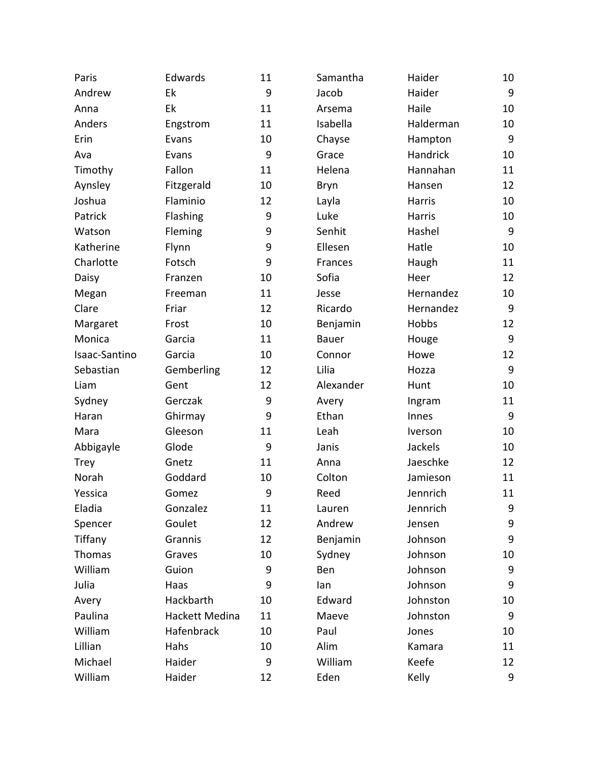| | | | | | |
|---|---|---|---|---|---|
| Paris | Edwards | 11 | Samantha | Haider | 10 |
| Andrew | Ek | 9 | Jacob | Haider | 9 |
| Anna | Ek | 11 | Arsema | Haile | 10 |
| Anders | Engstrom | 11 | Isabella | Halderman | 10 |
| Erin | Evans | 10 | Chayse | Hampton | 9 |
| Ava | Evans | 9 | Grace | Handrick | 10 |
| Timothy | Fallon | 11 | Helena | Hannahan | 11 |
| Aynsley | Fitzgerald | 10 | Bryn | Hansen | 12 |
| Joshua | Flaminio | 12 | Layla | Harris | 10 |
| Patrick | Flashing | 9 | Luke | Harris | 10 |
| Watson | Fleming | 9 | Senhit | Hashel | 9 |
| Katherine | Flynn | 9 | Ellesen | Hatle | 10 |
| Charlotte | Fotsch | 9 | Frances | Haugh | 11 |
| Daisy | Franzen | 10 | Sofia | Heer | 12 |
| Megan | Freeman | 11 | Jesse | Hernandez | 10 |
| Clare | Friar | 12 | Ricardo | Hernandez | 9 |
| Margaret | Frost | 10 | Benjamin | Hobbs | 12 |
| Monica | Garcia | 11 | Bauer | Houge | 9 |
| Isaac-Santino | Garcia | 10 | Connor | Howe | 12 |
| Sebastian | Gemberling | 12 | Lilia | Hozza | 9 |
| Liam | Gent | 12 | Alexander | Hunt | 10 |
| Sydney | Gerczak | 9 | Avery | Ingram | 11 |
| Haran | Ghirmay | 9 | Ethan | Innes | 9 |
| Mara | Gleeson | 11 | Leah | Iverson | 10 |
| Abbigayle | Glode | 9 | Janis | Jackels | 10 |
| Trey | Gnetz | 11 | Anna | Jaeschke | 12 |
| Norah | Goddard | 10 | Colton | Jamieson | 11 |
| Yessica | Gomez | 9 | Reed | Jennrich | 11 |
| Eladia | Gonzalez | 11 | Lauren | Jennrich | 9 |
| Spencer | Goulet | 12 | Andrew | Jensen | 9 |
| Tiffany | Grannis | 12 | Benjamin | Johnson | 9 |
| Thomas | Graves | 10 | Sydney | Johnson | 10 |
| William | Guion | 9 | Ben | Johnson | 9 |
| Julia | Haas | 9 | Ian | Johnson | 9 |
| Avery | Hackbarth | 10 | Edward | Johnston | 10 |
| Paulina | Hackett Medina | 11 | Maeve | Johnston | 9 |
| William | Hafenbrack | 10 | Paul | Jones | 10 |
| Lillian | Hahs | 10 | Alim | Kamara | 11 |
| Michael | Haider | 9 | William | Keefe | 12 |
| William | Haider | 12 | Eden | Kelly | 9 |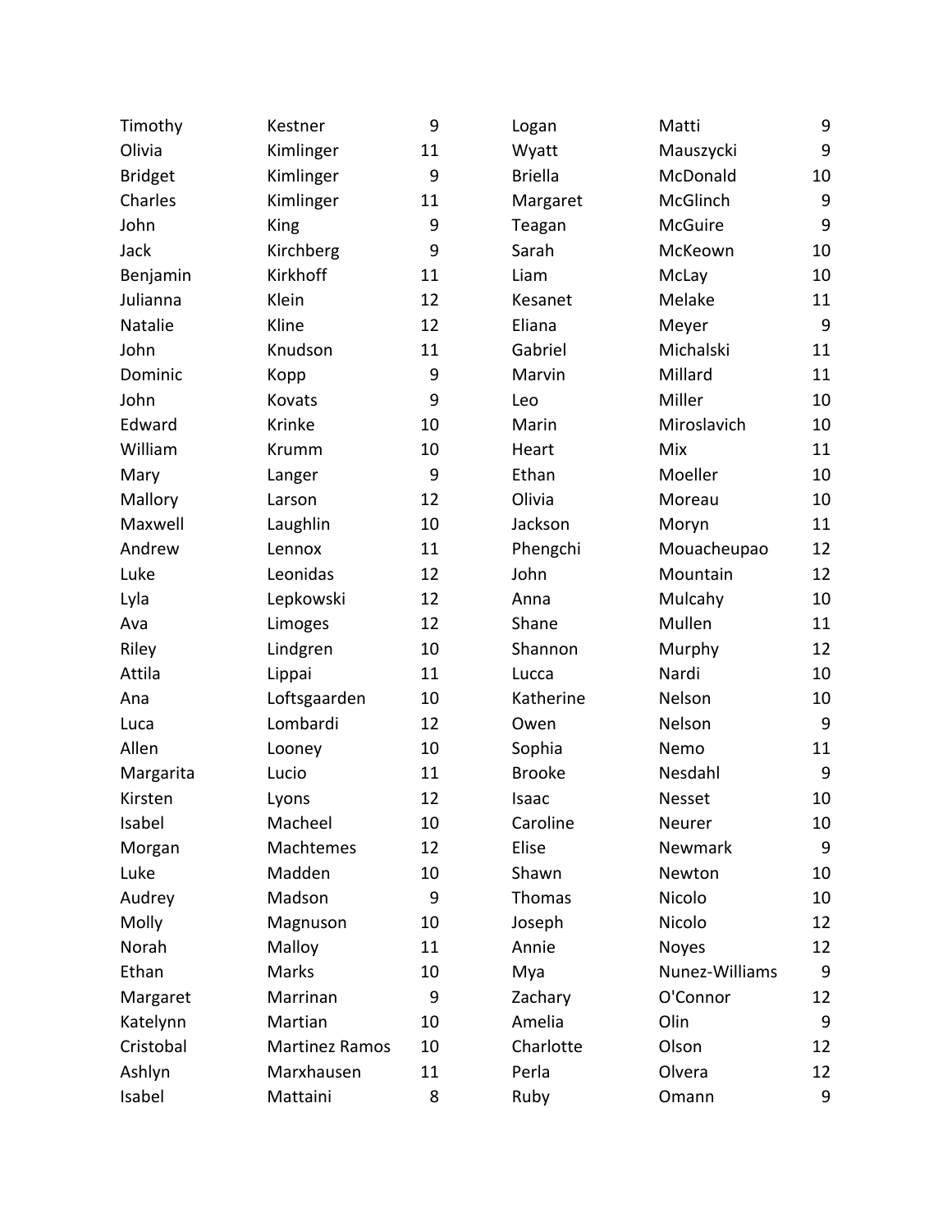| | | | | | |
|---|---|---|---|---|---|
| Timothy | Kestner | 9 | Logan | Matti | 9 |
| Olivia | Kimlinger | 11 | Wyatt | Mauszycki | 9 |
| Bridget | Kimlinger | 9 | Briella | McDonald | 10 |
| Charles | Kimlinger | 11 | Margaret | McGlinch | 9 |
| John | King | 9 | Teagan | McGuire | 9 |
| Jack | Kirchberg | 9 | Sarah | McKeown | 10 |
| Benjamin | Kirkhoff | 11 | Liam | McLay | 10 |
| Julianna | Klein | 12 | Kesanet | Melake | 11 |
| Natalie | Kline | 12 | Eliana | Meyer | 9 |
| John | Knudson | 11 | Gabriel | Michalski | 11 |
| Dominic | Kopp | 9 | Marvin | Millard | 11 |
| John | Kovats | 9 | Leo | Miller | 10 |
| Edward | Krinke | 10 | Marin | Miroslavich | 10 |
| William | Krumm | 10 | Heart | Mix | 11 |
| Mary | Langer | 9 | Ethan | Moeller | 10 |
| Mallory | Larson | 12 | Olivia | Moreau | 10 |
| Maxwell | Laughlin | 10 | Jackson | Moryn | 11 |
| Andrew | Lennox | 11 | Phengchi | Mouacheupao | 12 |
| Luke | Leonidas | 12 | John | Mountain | 12 |
| Lyla | Lepkowski | 12 | Anna | Mulcahy | 10 |
| Ava | Limoges | 12 | Shane | Mullen | 11 |
| Riley | Lindgren | 10 | Shannon | Murphy | 12 |
| Attila | Lippai | 11 | Lucca | Nardi | 10 |
| Ana | Loftsgaarden | 10 | Katherine | Nelson | 10 |
| Luca | Lombardi | 12 | Owen | Nelson | 9 |
| Allen | Looney | 10 | Sophia | Nemo | 11 |
| Margarita | Lucio | 11 | Brooke | Nesdahl | 9 |
| Kirsten | Lyons | 12 | Isaac | Nesset | 10 |
| Isabel | Macheel | 10 | Caroline | Neurer | 10 |
| Morgan | Machtemes | 12 | Elise | Newmark | 9 |
| Luke | Madden | 10 | Shawn | Newton | 10 |
| Audrey | Madson | 9 | Thomas | Nicolo | 10 |
| Molly | Magnuson | 10 | Joseph | Nicolo | 12 |
| Norah | Malloy | 11 | Annie | Noyes | 12 |
| Ethan | Marks | 10 | Mya | Nunez-Williams | 9 |
| Margaret | Marrinan | 9 | Zachary | O'Connor | 12 |
| Katelynn | Martian | 10 | Amelia | Olin | 9 |
| Cristobal | Martinez Ramos | 10 | Charlotte | Olson | 12 |
| Ashlyn | Marxhausen | 11 | Perla | Olvera | 12 |
| Isabel | Mattaini | 8 | Ruby | Omann | 9 |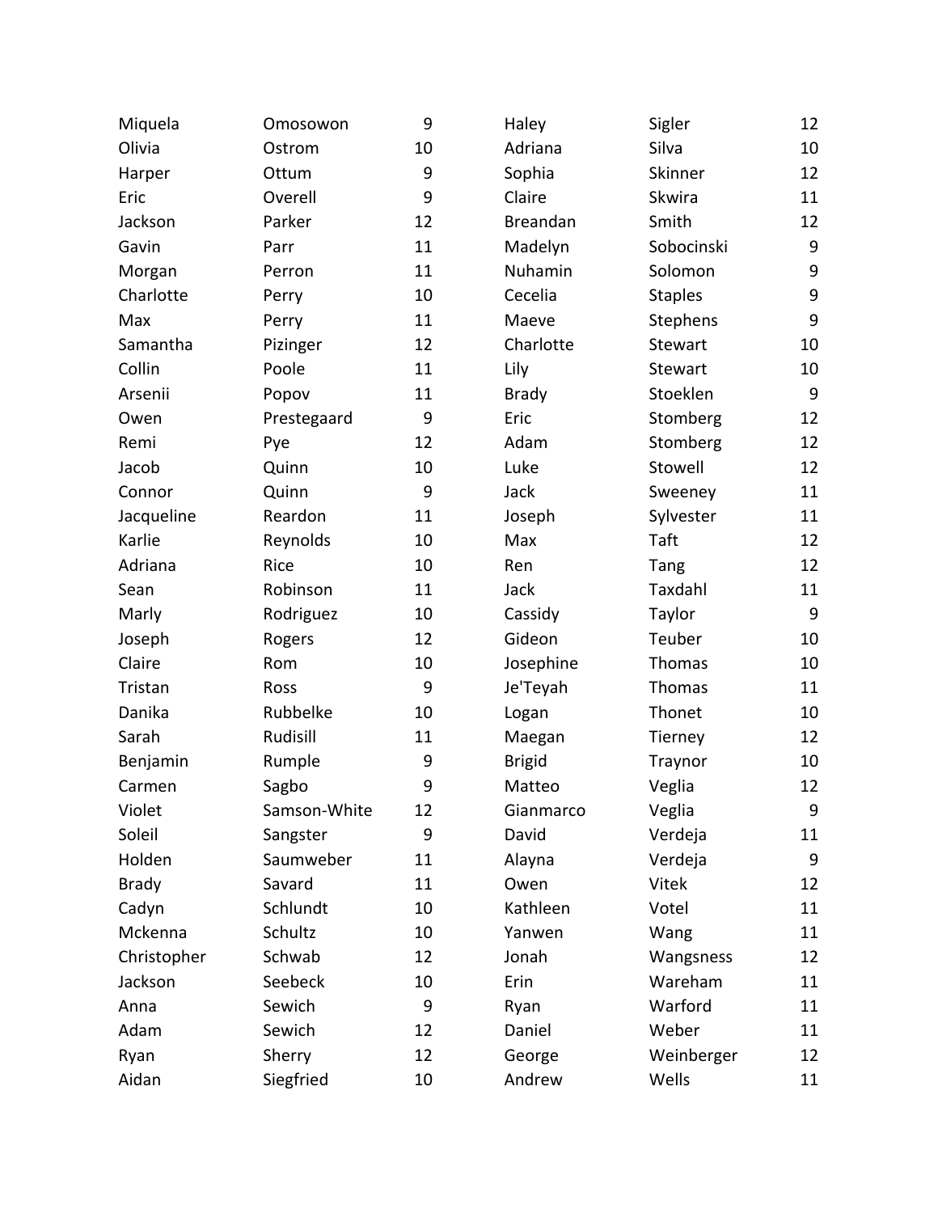| | | |
|---|---|---|
| Miquela | Omosowon | 9 |
| Olivia | Ostrom | 10 |
| Harper | Ottum | 9 |
| Eric | Overell | 9 |
| Jackson | Parker | 12 |
| Gavin | Parr | 11 |
| Morgan | Perron | 11 |
| Charlotte | Perry | 10 |
| Max | Perry | 11 |
| Samantha | Pizinger | 12 |
| Collin | Poole | 11 |
| Arsenii | Popov | 11 |
| Owen | Prestegaard | 9 |
| Remi | Pye | 12 |
| Jacob | Quinn | 10 |
| Connor | Quinn | 9 |
| Jacqueline | Reardon | 11 |
| Karlie | Reynolds | 10 |
| Adriana | Rice | 10 |
| Sean | Robinson | 11 |
| Marly | Rodriguez | 10 |
| Joseph | Rogers | 12 |
| Claire | Rom | 10 |
| Tristan | Ross | 9 |
| Danika | Rubbelke | 10 |
| Sarah | Rudisill | 11 |
| Benjamin | Rumple | 9 |
| Carmen | Sagbo | 9 |
| Violet | Samson-White | 12 |
| Soleil | Sangster | 9 |
| Holden | Saumweber | 11 |
| Brady | Savard | 11 |
| Cadyn | Schlundt | 10 |
| Mckenna | Schultz | 10 |
| Christopher | Schwab | 12 |
| Jackson | Seebeck | 10 |
| Anna | Sewich | 9 |
| Adam | Sewich | 12 |
| Ryan | Sherry | 12 |
| Aidan | Siegfried | 10 |
| Haley | Sigler | 12 |
| Adriana | Silva | 10 |
| Sophia | Skinner | 12 |
| Claire | Skwira | 11 |
| Breandan | Smith | 12 |
| Madelyn | Sobocinski | 9 |
| Nuhamin | Solomon | 9 |
| Cecelia | Staples | 9 |
| Maeve | Stephens | 9 |
| Charlotte | Stewart | 10 |
| Lily | Stewart | 10 |
| Brady | Stoeklen | 9 |
| Eric | Stomberg | 12 |
| Adam | Stomberg | 12 |
| Luke | Stowell | 12 |
| Jack | Sweeney | 11 |
| Joseph | Sylvester | 11 |
| Max | Taft | 12 |
| Ren | Tang | 12 |
| Jack | Taxdahl | 11 |
| Cassidy | Taylor | 9 |
| Gideon | Teuber | 10 |
| Josephine | Thomas | 10 |
| Je'Teyah | Thomas | 11 |
| Logan | Thonet | 10 |
| Maegan | Tierney | 12 |
| Brigid | Traynor | 10 |
| Matteo | Veglia | 12 |
| Gianmarco | Veglia | 9 |
| David | Verdeja | 11 |
| Alayna | Verdeja | 9 |
| Owen | Vitek | 12 |
| Kathleen | Votel | 11 |
| Yanwen | Wang | 11 |
| Jonah | Wangsness | 12 |
| Erin | Wareham | 11 |
| Ryan | Warford | 11 |
| Daniel | Weber | 11 |
| George | Weinberger | 12 |
| Andrew | Wells | 11 |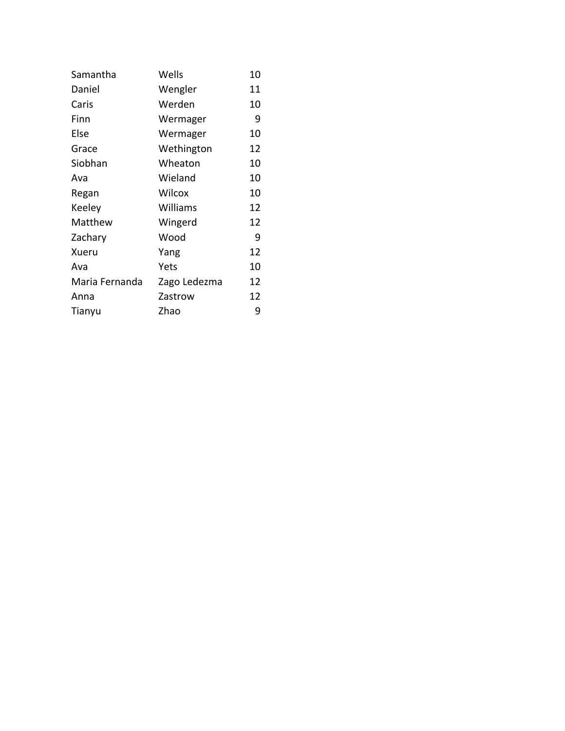| | | |
|---|---|---|
| Samantha | Wells | 10 |
| Daniel | Wengler | 11 |
| Caris | Werden | 10 |
| Finn | Wermager | 9 |
| Else | Wermager | 10 |
| Grace | Wethington | 12 |
| Siobhan | Wheaton | 10 |
| Ava | Wieland | 10 |
| Regan | Wilcox | 10 |
| Keeley | Williams | 12 |
| Matthew | Wingerd | 12 |
| Zachary | Wood | 9 |
| Xueru | Yang | 12 |
| Ava | Yets | 10 |
| Maria Fernanda | Zago Ledezma | 12 |
| Anna | Zastrow | 12 |
| Tianyu | Zhao | 9 |